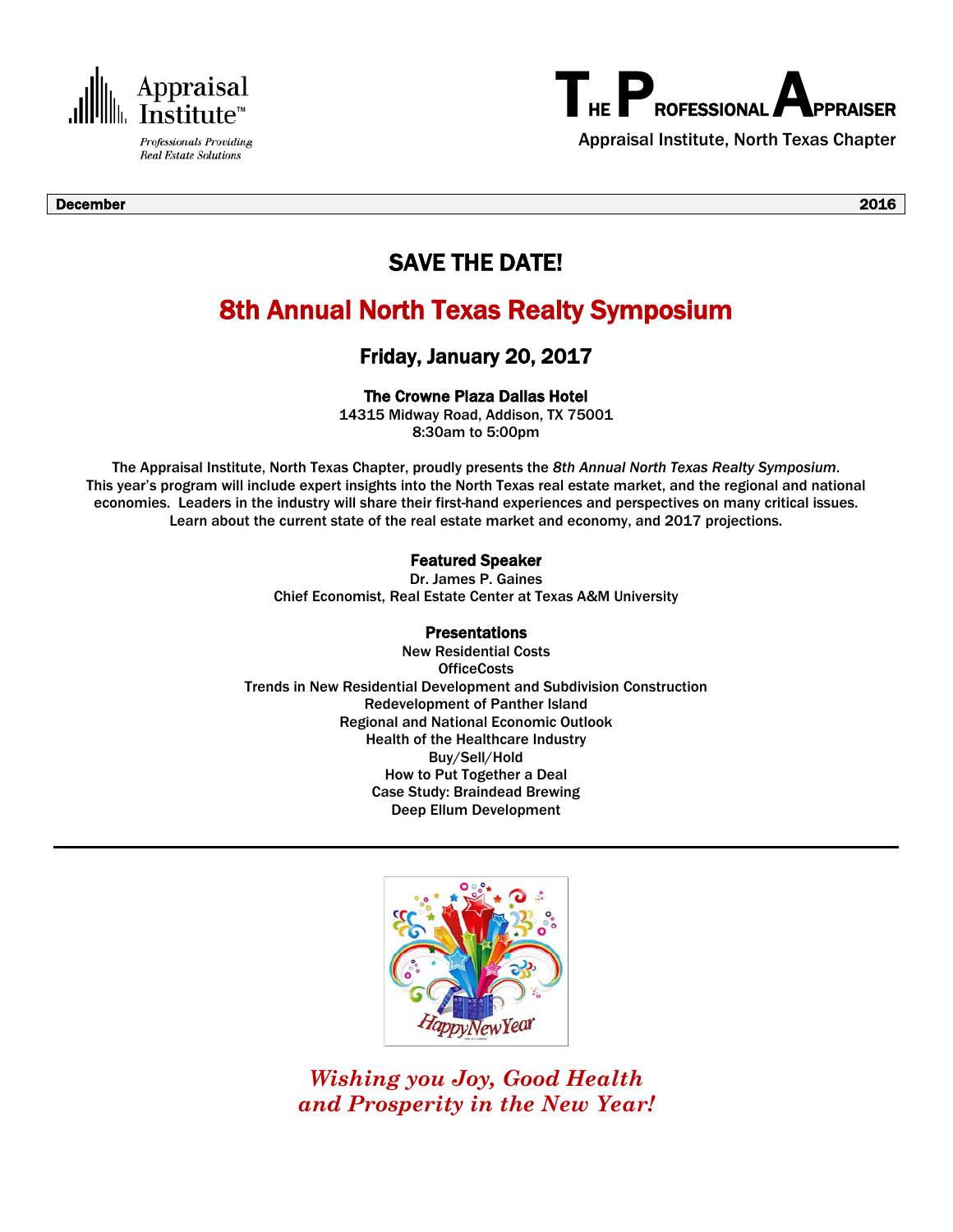Appraisal Institute™

*Professionals Providing Real Estate Solutions*

# THE PROFESSIONAL APPRAISER

Appraisal Institute, North Texas Chapter

**December** **2016**

## SAVE THE DATE!

## 8th Annual North Texas Realty Symposium

### Friday, January 20, 2017

**The Crowne Plaza Dallas Hotel**
14315 Midway Road, Addison, TX 75001
8:30am to 5:00pm

The Appraisal Institute, North Texas Chapter, proudly presents the *8th Annual North Texas Realty Symposium*. This year's program will include expert insights into the North Texas real estate market, and the regional and national economies. Leaders in the industry will share their first-hand experiences and perspectives on many critical issues. Learn about the current state of the real estate market and economy, and 2017 projections.

**Featured Speaker**
Dr. James P. Gaines
Chief Economist, Real Estate Center at Texas A&M University

**Presentations**
New Residential Costs
OfficeCosts
Trends in New Residential Development and Subdivision Construction
Redevelopment of Panther Island
Regional and National Economic Outlook
Health of the Healthcare Industry
Buy/Sell/Hold
How to Put Together a Deal
Case Study: Braindead Brewing
Deep Ellum Development

---

*Wishing you Joy, Good Health and Prosperity in the New Year!*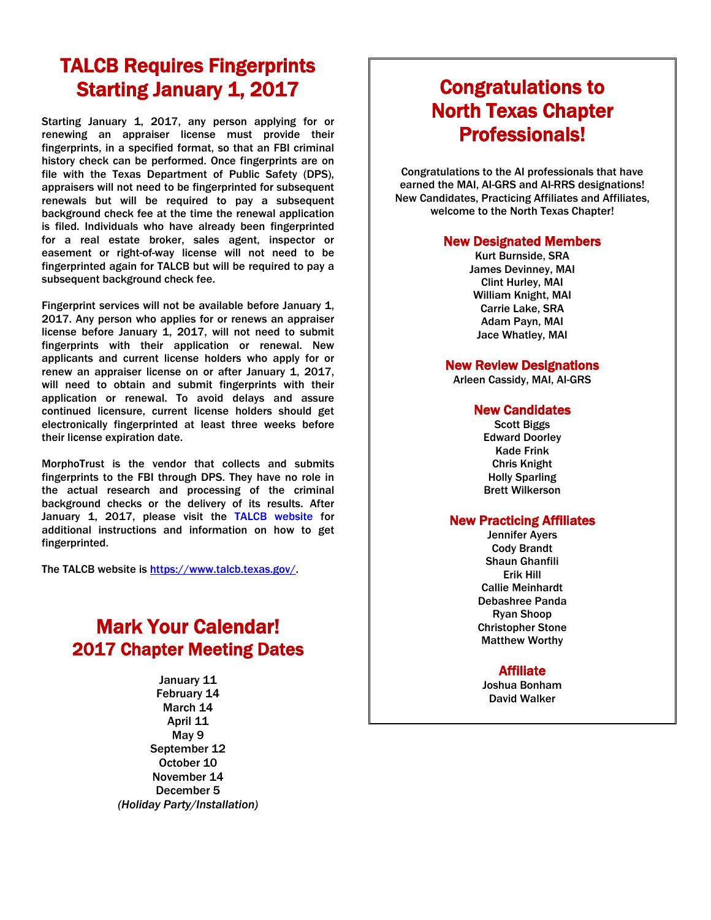# TALCB Requires Fingerprints Starting January 1, 2017

Starting January 1, 2017, any person applying for or renewing an appraiser license must provide their fingerprints, in a specified format, so that an FBI criminal history check can be performed. Once fingerprints are on file with the Texas Department of Public Safety (DPS), appraisers will not need to be fingerprinted for subsequent renewals but will be required to pay a subsequent background check fee at the time the renewal application is filed. Individuals who have already been fingerprinted for a real estate broker, sales agent, inspector or easement or right-of-way license will not need to be fingerprinted again for TALCB but will be required to pay a subsequent background check fee.

Fingerprint services will not be available before January 1, 2017. Any person who applies for or renews an appraiser license before January 1, 2017, will not need to submit fingerprints with their application or renewal. New applicants and current license holders who apply for or renew an appraiser license on or after January 1, 2017, will need to obtain and submit fingerprints with their application or renewal. To avoid delays and assure continued licensure, current license holders should get electronically fingerprinted at least three weeks before their license expiration date.

MorphoTrust is the vendor that collects and submits fingerprints to the FBI through DPS. They have no role in the actual research and processing of the criminal background checks or the delivery of its results. After January 1, 2017, please visit the TALCB website for additional instructions and information on how to get fingerprinted.

The TALCB website is https://www.talcb.texas.gov/.

# Mark Your Calendar!
## 2017 Chapter Meeting Dates

January 11
February 14
March 14
April 11
May 9
September 12
October 10
November 14
December 5
*(Holiday Party/Installation)*

# Congratulations to North Texas Chapter Professionals!

Congratulations to the AI professionals that have earned the MAI, AI-GRS and AI-RRS designations! New Candidates, Practicing Affiliates and Affiliates, welcome to the North Texas Chapter!

### New Designated Members

Kurt Burnside, SRA
James Devinney, MAI
Clint Hurley, MAI
William Knight, MAI
Carrie Lake, SRA
Adam Payn, MAI
Jace Whatley, MAI

### New Review Designations

Arleen Cassidy, MAI, AI-GRS

### New Candidates

Scott Biggs
Edward Doorley
Kade Frink
Chris Knight
Holly Sparling
Brett Wilkerson

### New Practicing Affiliates

Jennifer Ayers
Cody Brandt
Shaun Ghanfili
Erik Hill
Callie Meinhardt
Debashree Panda
Ryan Shoop
Christopher Stone
Matthew Worthy

### Affiliate

Joshua Bonham
David Walker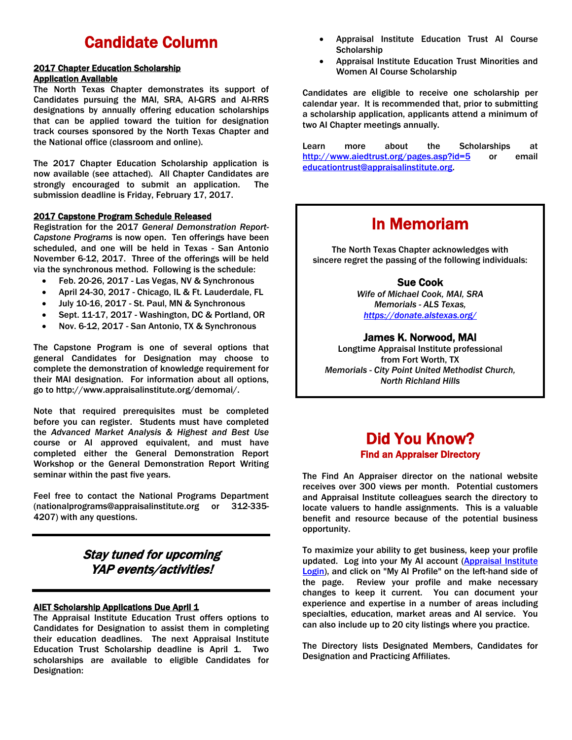# Candidate Column

**2017 Chapter Education Scholarship Application Available**

The North Texas Chapter demonstrates its support of Candidates pursuing the MAI, SRA, AI-GRS and AI-RRS designations by annually offering education scholarships that can be applied toward the tuition for designation track courses sponsored by the North Texas Chapter and the National office (classroom and online).

The 2017 Chapter Education Scholarship application is now available (see attached). All Chapter Candidates are strongly encouraged to submit an application. The submission deadline is Friday, February 17, 2017.

**2017 Capstone Program Schedule Released**

Registration for the 2017 *General Demonstration Report-Capstone Programs* is now open. Ten offerings have been scheduled, and one will be held in Texas - San Antonio November 6-12, 2017. Three of the offerings will be held via the synchronous method. Following is the schedule:

- Feb. 20-26, 2017 - Las Vegas, NV & Synchronous
- April 24-30, 2017 - Chicago, IL & Ft. Lauderdale, FL
- July 10-16, 2017 - St. Paul, MN & Synchronous
- Sept. 11-17, 2017 - Washington, DC & Portland, OR
- Nov. 6-12, 2017 - San Antonio, TX & Synchronous

The Capstone Program is one of several options that general Candidates for Designation may choose to complete the demonstration of knowledge requirement for their MAI designation. For information about all options, go to http://www.appraisalinstitute.org/demomai/.

Note that required prerequisites must be completed before you can register. Students must have completed the *Advanced Market Analysis & Highest and Best Use* course or AI approved equivalent, and must have completed either the General Demonstration Report Workshop or the General Demonstration Report Writing seminar within the past five years.

Feel free to contact the National Programs Department (nationalprograms@appraisalinstitute.org or 312-335-4207) with any questions.

---

***Stay tuned for upcoming YAP events/activities!***

---

**AIET Scholarship Applications Due April 1**

The Appraisal Institute Education Trust offers options to Candidates for Designation to assist them in completing their education deadlines. The next Appraisal Institute Education Trust Scholarship deadline is April 1. Two scholarships are available to eligible Candidates for Designation:

- Appraisal Institute Education Trust AI Course Scholarship
- Appraisal Institute Education Trust Minorities and Women AI Course Scholarship

Candidates are eligible to receive one scholarship per calendar year. It is recommended that, prior to submitting a scholarship application, applicants attend a minimum of two AI Chapter meetings annually.

Learn more about the Scholarships at http://www.aiedtrust.org/pages.asp?id=5 or email educationtrust@appraisalinstitute.org.

## In Memoriam

The North Texas Chapter acknowledges with sincere regret the passing of the following individuals:

**Sue Cook**
*Wife of Michael Cook, MAI, SRA*
*Memorials - ALS Texas,*
*https://donate.alstexas.org/*

**James K. Norwood, MAI**
Longtime Appraisal Institute professional
from Fort Worth, TX
*Memorials - City Point United Methodist Church, North Richland Hills*

## Did You Know?

### Find an Appraiser Directory

The Find An Appraiser director on the national website receives over 300 views per month. Potential customers and Appraisal Institute colleagues search the directory to locate valuers to handle assignments. This is a valuable benefit and resource because of the potential business opportunity.

To maximize your ability to get business, keep your profile updated. Log into your My AI account (Appraisal Institute Login), and click on "My AI Profile" on the left-hand side of the page. Review your profile and make necessary changes to keep it current. You can document your experience and expertise in a number of areas including specialties, education, market areas and AI service. You can also include up to 20 city listings where you practice.

The Directory lists Designated Members, Candidates for Designation and Practicing Affiliates.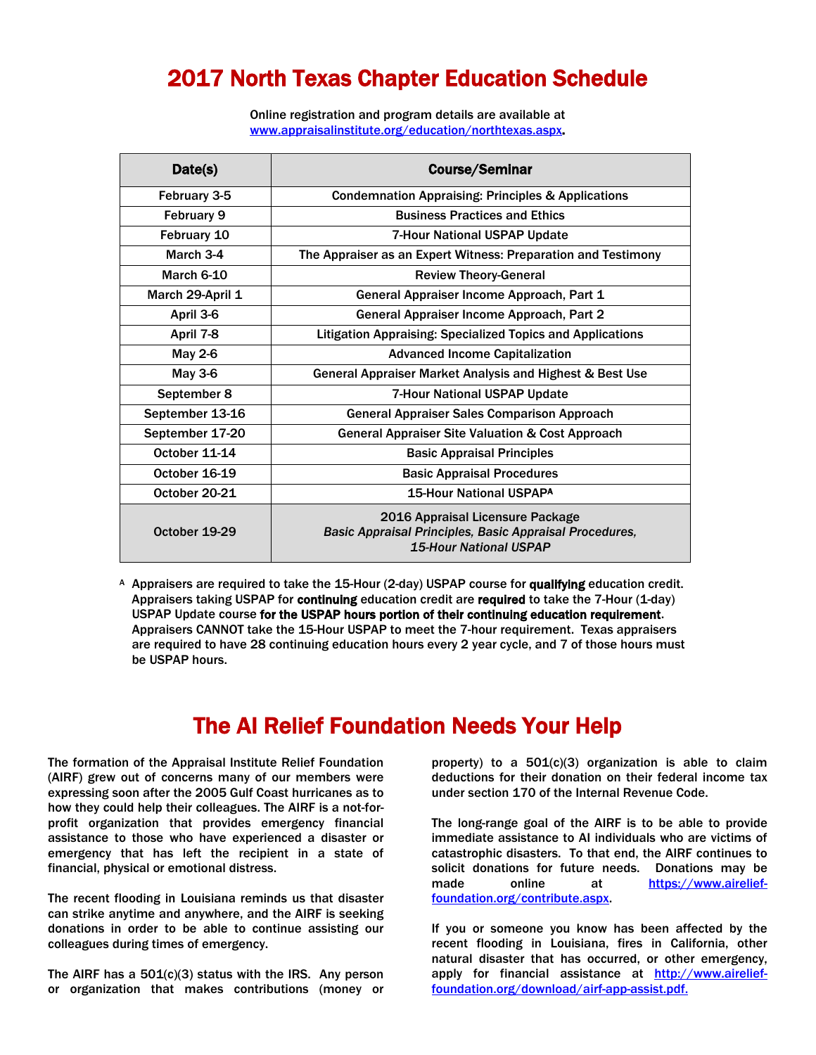# 2017 North Texas Chapter Education Schedule

Online registration and program details are available at [www.appraisalinstitute.org/education/northtexas.aspx](www.appraisalinstitute.org/education/northtexas.aspx).

| Date(s) | Course/Seminar |
|---|---|
| February 3-5 | Condemnation Appraising: Principles & Applications |
| February 9 | Business Practices and Ethics |
| February 10 | 7-Hour National USPAP Update |
| March 3-4 | The Appraiser as an Expert Witness: Preparation and Testimony |
| March 6-10 | Review Theory-General |
| March 29-April 1 | General Appraiser Income Approach, Part 1 |
| April 3-6 | General Appraiser Income Approach, Part 2 |
| April 7-8 | Litigation Appraising: Specialized Topics and Applications |
| May 2-6 | Advanced Income Capitalization |
| May 3-6 | General Appraiser Market Analysis and Highest & Best Use |
| September 8 | 7-Hour National USPAP Update |
| September 13-16 | General Appraiser Sales Comparison Approach |
| September 17-20 | General Appraiser Site Valuation & Cost Approach |
| October 11-14 | Basic Appraisal Principles |
| October 16-19 | Basic Appraisal Procedures |
| October 20-21 | 15-Hour National USPAP[A] |
| October 19-29 | 2016 Appraisal Licensure Package *Basic Appraisal Principles, Basic Appraisal Procedures, 15-Hour National USPAP* |

[A] Appraisers are required to take the 15-Hour (2-day) USPAP course for **qualifying** education credit. Appraisers taking USPAP for **continuing** education credit are **required** to take the 7-Hour (1-day) USPAP Update course **for the USPAP hours portion of their continuing education requirement**. Appraisers CANNOT take the 15-Hour USPAP to meet the 7-hour requirement. Texas appraisers are required to have 28 continuing education hours every 2 year cycle, and 7 of those hours must be USPAP hours.

# The AI Relief Foundation Needs Your Help

The formation of the Appraisal Institute Relief Foundation (AIRF) grew out of concerns many of our members were expressing soon after the 2005 Gulf Coast hurricanes as to how they could help their colleagues. The AIRF is a not-for-profit organization that provides emergency financial assistance to those who have experienced a disaster or emergency that has left the recipient in a state of financial, physical or emotional distress.

The recent flooding in Louisiana reminds us that disaster can strike anytime and anywhere, and the AIRF is seeking donations in order to be able to continue assisting our colleagues during times of emergency.

The AIRF has a 501(c)(3) status with the IRS. Any person or organization that makes contributions (money or property) to a 501(c)(3) organization is able to claim deductions for their donation on their federal income tax under section 170 of the Internal Revenue Code.

The long-range goal of the AIRF is to be able to provide immediate assistance to AI individuals who are victims of catastrophic disasters. To that end, the AIRF continues to solicit donations for future needs. Donations may be made online at [https://www.airelief-foundation.org/contribute.aspx](https://www.airelief-foundation.org/contribute.aspx).

If you or someone you know has been affected by the recent flooding in Louisiana, fires in California, other natural disaster that has occurred, or other emergency, apply for financial assistance at [http://www.airelief-foundation.org/download/airf-app-assist.pdf](http://www.airelief-foundation.org/download/airf-app-assist.pdf).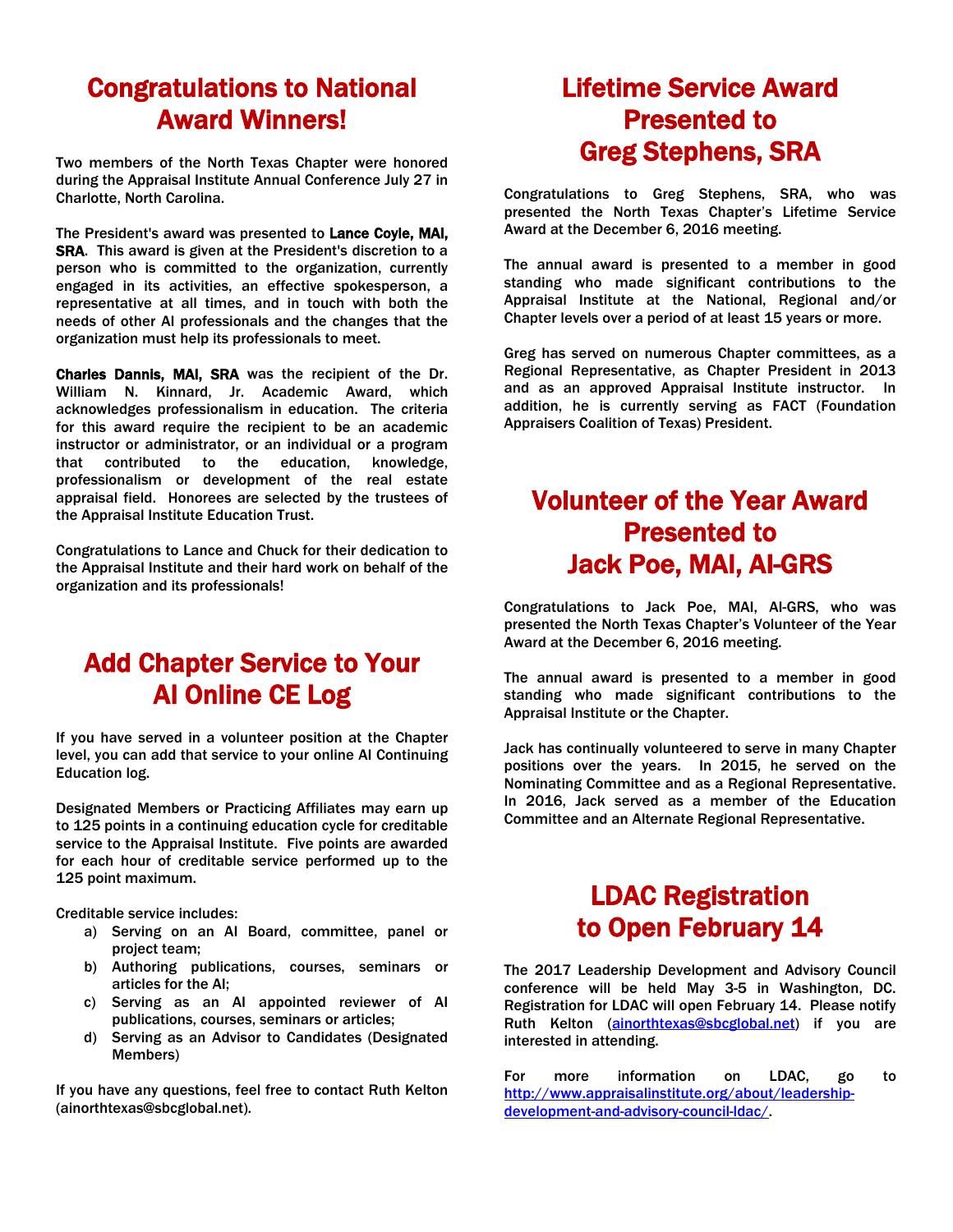# Congratulations to National Award Winners!

Two members of the North Texas Chapter were honored during the Appraisal Institute Annual Conference July 27 in Charlotte, North Carolina.

The President's award was presented to **Lance Coyle, MAI, SRA**. This award is given at the President's discretion to a person who is committed to the organization, currently engaged in its activities, an effective spokesperson, a representative at all times, and in touch with both the needs of other AI professionals and the changes that the organization must help its professionals to meet.

**Charles Dannis, MAI, SRA** was the recipient of the Dr. William N. Kinnard, Jr. Academic Award, which acknowledges professionalism in education. The criteria for this award require the recipient to be an academic instructor or administrator, or an individual or a program that contributed to the education, knowledge, professionalism or development of the real estate appraisal field. Honorees are selected by the trustees of the Appraisal Institute Education Trust.

Congratulations to Lance and Chuck for their dedication to the Appraisal Institute and their hard work on behalf of the organization and its professionals!

# Add Chapter Service to Your AI Online CE Log

If you have served in a volunteer position at the Chapter level, you can add that service to your online AI Continuing Education log.

Designated Members or Practicing Affiliates may earn up to 125 points in a continuing education cycle for creditable service to the Appraisal Institute. Five points are awarded for each hour of creditable service performed up to the 125 point maximum.

Creditable service includes:

a) Serving on an AI Board, committee, panel or project team;
b) Authoring publications, courses, seminars or articles for the AI;
c) Serving as an AI appointed reviewer of AI publications, courses, seminars or articles;
d) Serving as an Advisor to Candidates (Designated Members)

If you have any questions, feel free to contact Ruth Kelton (ainorthtexas@sbcglobal.net).

# Lifetime Service Award Presented to Greg Stephens, SRA

Congratulations to Greg Stephens, SRA, who was presented the North Texas Chapter's Lifetime Service Award at the December 6, 2016 meeting.

The annual award is presented to a member in good standing who made significant contributions to the Appraisal Institute at the National, Regional and/or Chapter levels over a period of at least 15 years or more.

Greg has served on numerous Chapter committees, as a Regional Representative, as Chapter President in 2013 and as an approved Appraisal Institute instructor. In addition, he is currently serving as FACT (Foundation Appraisers Coalition of Texas) President.

# Volunteer of the Year Award Presented to Jack Poe, MAI, AI-GRS

Congratulations to Jack Poe, MAI, AI-GRS, who was presented the North Texas Chapter's Volunteer of the Year Award at the December 6, 2016 meeting.

The annual award is presented to a member in good standing who made significant contributions to the Appraisal Institute or the Chapter.

Jack has continually volunteered to serve in many Chapter positions over the years. In 2015, he served on the Nominating Committee and as a Regional Representative. In 2016, Jack served as a member of the Education Committee and an Alternate Regional Representative.

# LDAC Registration to Open February 14

The 2017 Leadership Development and Advisory Council conference will be held May 3-5 in Washington, DC. Registration for LDAC will open February 14. Please notify Ruth Kelton (ainorthtexas@sbcglobal.net) if you are interested in attending.

For more information on LDAC, go to http://www.appraisalinstitute.org/about/leadership-development-and-advisory-council-ldac/.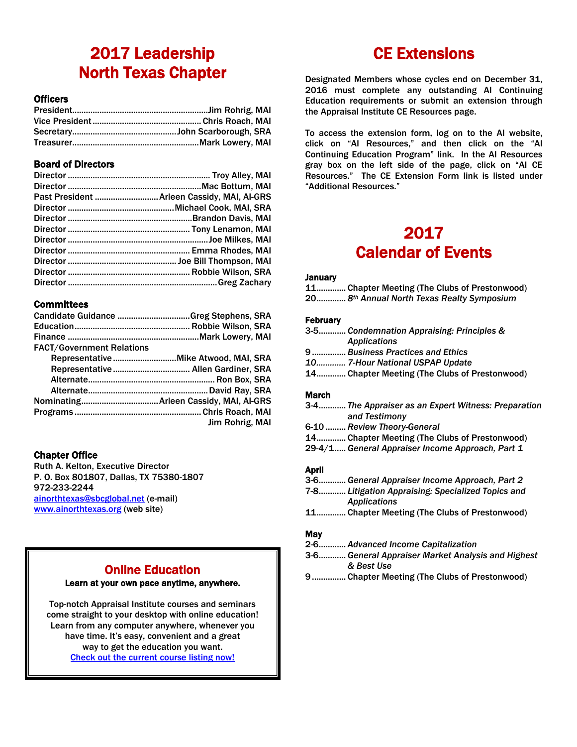# 2017 Leadership North Texas Chapter

### Officers

President........................................................Jim Rohrig, MAI
Vice President.............................................Chris Roach, MAI
Secretary..........................................John Scarborough, SRA
Treasurer....................................................Mark Lowery, MAI

### Board of Directors

Director ........................................................... Troy Alley, MAI
Director .........................................................Mac Bottum, MAI
Past President ...........................Arleen Cassidy, MAI, AI-GRS
Director ..............................................Michael Cook, MAI, SRA
Director .....................................................Brandon Davis, MAI
Director .................................................... Tony Lenamon, MAI
Director ...........................................................Joe Milkes, MAI
Director .................................................... Emma Rhodes, MAI
Director ............................................... Joe Bill Thompson, MAI
Director .................................................... Robbie Wilson, SRA
Director ...............................................................Greg Zachary

### Committees

Candidate Guidance ...............................Greg Stephens, SRA
Education................................................. Robbie Wilson, SRA
Finance .......................................................Mark Lowery, MAI
FACT/Government Relations
- Representative...........................Mike Atwood, MAI, SRA
- Representative................................. Allen Gardiner, SRA
- Alternate....................................................... Ron Box, SRA
- Alternate.................................................... David Ray, SRA

Nominating.................................Arleen Cassidy, MAI, AI-GRS
Programs.....................................................Chris Roach, MAI
Jim Rohrig, MAI

### Chapter Office

Ruth A. Kelton, Executive Director
P. O. Box 801807, Dallas, TX 75380-1807
972-233-2244
ainorthtexas@sbcglobal.net (e-mail)
www.ainorthtexas.org (web site)

## Online Education

**Learn at your own pace anytime, anywhere.**

Top-notch Appraisal Institute courses and seminars come straight to your desktop with online education! Learn from any computer anywhere, whenever you have time. It's easy, convenient and a great way to get the education you want.
Check out the current course listing now!

# CE Extensions

Designated Members whose cycles end on December 31, 2016 must complete any outstanding AI Continuing Education requirements or submit an extension through the Appraisal Institute CE Resources page.

To access the extension form, log on to the AI website, click on "AI Resources," and then click on the "AI Continuing Education Program" link. In the AI Resources gray box on the left side of the page, click on "AI CE Resources." The CE Extension Form link is listed under "Additional Resources."

# 2017 Calendar of Events

### January

11............. Chapter Meeting (The Clubs of Prestonwood)
20............. *8th Annual North Texas Realty Symposium*

### February

3-5............ *Condemnation Appraising: Principles & Applications*
9............... *Business Practices and Ethics*
10............. *7-Hour National USPAP Update*
14............. Chapter Meeting (The Clubs of Prestonwood)

### March

3-4............ *The Appraiser as an Expert Witness: Preparation and Testimony*
6-10 ......... *Review Theory-General*
14............. Chapter Meeting (The Clubs of Prestonwood)
29-4/1..... *General Appraiser Income Approach, Part 1*

### April

3-6............ *General Appraiser Income Approach, Part 2*
7-8............ *Litigation Appraising: Specialized Topics and Applications*
11............. Chapter Meeting (The Clubs of Prestonwood)

### May

2-6............ *Advanced Income Capitalization*
3-6............ *General Appraiser Market Analysis and Highest & Best Use*
9............... Chapter Meeting (The Clubs of Prestonwood)